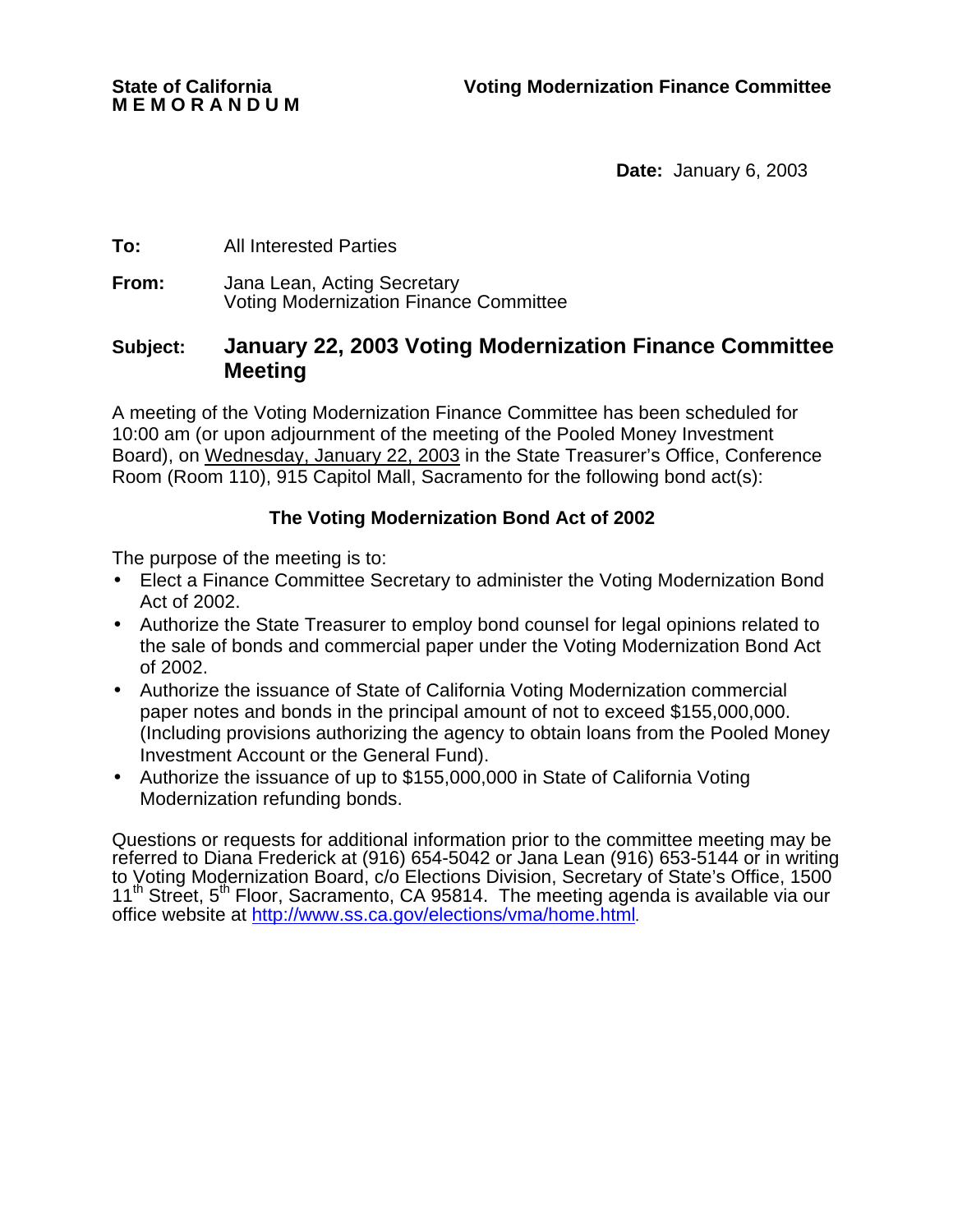**State of California**
**M E M O R A N D U M**

**Voting Modernization Finance Committee**

**Date:** January 6, 2003

**To:** All Interested Parties

**From:** Jana Lean, Acting Secretary
Voting Modernization Finance Committee

**Subject:** **January 22, 2003 Voting Modernization Finance Committee Meeting**

A meeting of the Voting Modernization Finance Committee has been scheduled for 10:00 am (or upon adjournment of the meeting of the Pooled Money Investment Board), on Wednesday, January 22, 2003 in the State Treasurer's Office, Conference Room (Room 110), 915 Capitol Mall, Sacramento for the following bond act(s):

**The Voting Modernization Bond Act of 2002**

The purpose of the meeting is to:

- Elect a Finance Committee Secretary to administer the Voting Modernization Bond Act of 2002.
- Authorize the State Treasurer to employ bond counsel for legal opinions related to the sale of bonds and commercial paper under the Voting Modernization Bond Act of 2002.
- Authorize the issuance of State of California Voting Modernization commercial paper notes and bonds in the principal amount of not to exceed $155,000,000. (Including provisions authorizing the agency to obtain loans from the Pooled Money Investment Account or the General Fund).
- Authorize the issuance of up to $155,000,000 in State of California Voting Modernization refunding bonds.

Questions or requests for additional information prior to the committee meeting may be referred to Diana Frederick at (916) 654-5042 or Jana Lean (916) 653-5144 or in writing to Voting Modernization Board, c/o Elections Division, Secretary of State's Office, 1500 11th Street, 5th Floor, Sacramento, CA 95814. The meeting agenda is available via our office website at http://www.ss.ca.gov/elections/vma/home.html.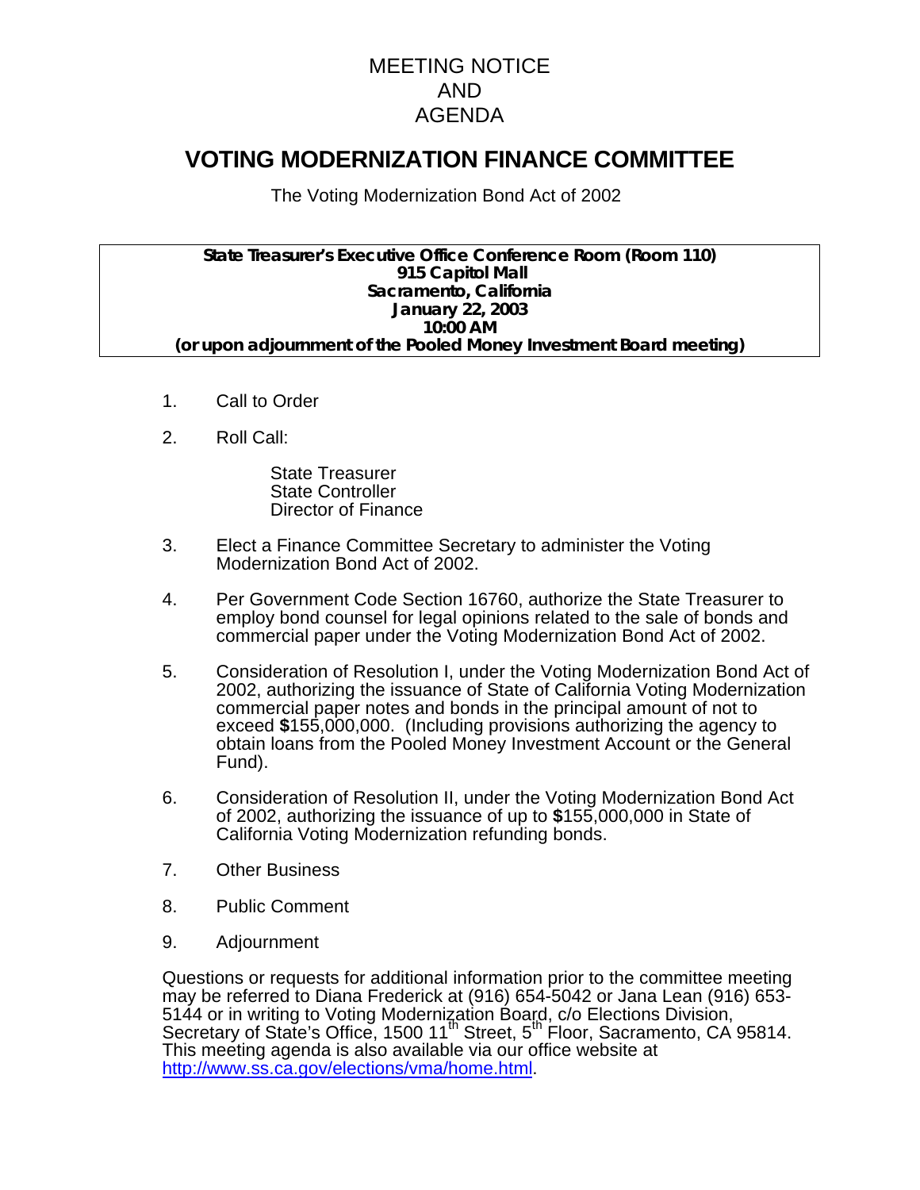MEETING NOTICE
AND
AGENDA

# VOTING MODERNIZATION FINANCE COMMITTEE

The Voting Modernization Bond Act of 2002

**State Treasurer's Executive Office Conference Room (Room 110)**
**915 Capitol Mall**
**Sacramento, California**
**January 22, 2003**
**10:00 AM**
**(or upon adjournment of the Pooled Money Investment Board meeting)**

1. Call to Order

2. Roll Call:

   State Treasurer
   State Controller
   Director of Finance

3. Elect a Finance Committee Secretary to administer the Voting Modernization Bond Act of 2002.

4. Per Government Code Section 16760, authorize the State Treasurer to employ bond counsel for legal opinions related to the sale of bonds and commercial paper under the Voting Modernization Bond Act of 2002.

5. Consideration of Resolution I, under the Voting Modernization Bond Act of 2002, authorizing the issuance of State of California Voting Modernization commercial paper notes and bonds in the principal amount of not to exceed **$**155,000,000. (Including provisions authorizing the agency to obtain loans from the Pooled Money Investment Account or the General Fund).

6. Consideration of Resolution II, under the Voting Modernization Bond Act of 2002, authorizing the issuance of up to **$**155,000,000 in State of California Voting Modernization refunding bonds.

7. Other Business

8. Public Comment

9. Adjournment

Questions or requests for additional information prior to the committee meeting may be referred to Diana Frederick at (916) 654-5042 or Jana Lean (916) 653-5144 or in writing to Voting Modernization Board, c/o Elections Division, Secretary of State's Office, 1500 11th Street, 5th Floor, Sacramento, CA 95814. This meeting agenda is also available via our office website at http://www.ss.ca.gov/elections/vma/home.html.